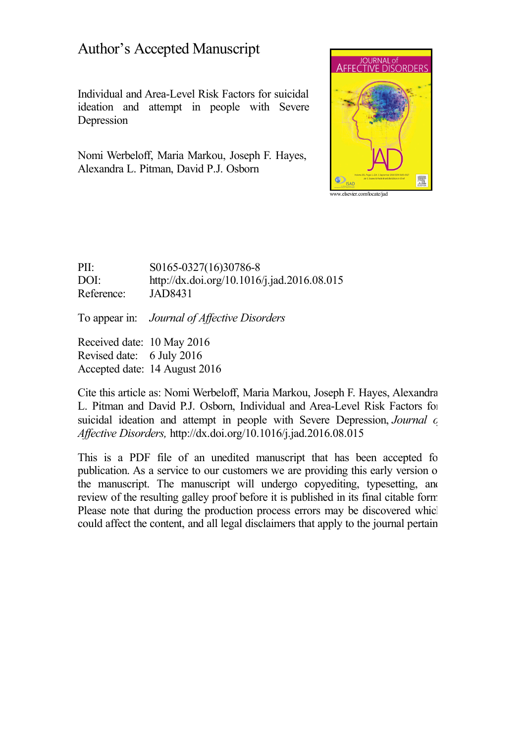# Author's Accepted Manuscript

Individual and Area-Level Risk Factors for suicidal ideation and attempt in people with Severe Depression

Nomi Werbeloff, Maria Markou, Joseph F. Hayes, Alexandra L. Pitman, David P.J. Osborn

www.elsevier.com/locate/jad

PII: S0165-0327(16)30786-8
DOI: http://dx.doi.org/10.1016/j.jad.2016.08.015
Reference: JAD8431

To appear in: *Journal of Affective Disorders*

Received date: 10 May 2016
Revised date: 6 July 2016
Accepted date: 14 August 2016

Cite this article as: Nomi Werbeloff, Maria Markou, Joseph F. Hayes, Alexandra L. Pitman and David P.J. Osborn, Individual and Area-Level Risk Factors for suicidal ideation and attempt in people with Severe Depression, *Journal of Affective Disorders,* http://dx.doi.org/10.1016/j.jad.2016.08.015

This is a PDF file of an unedited manuscript that has been accepted for publication. As a service to our customers we are providing this early version of the manuscript. The manuscript will undergo copyediting, typesetting, and review of the resulting galley proof before it is published in its final citable form. Please note that during the production process errors may be discovered which could affect the content, and all legal disclaimers that apply to the journal pertain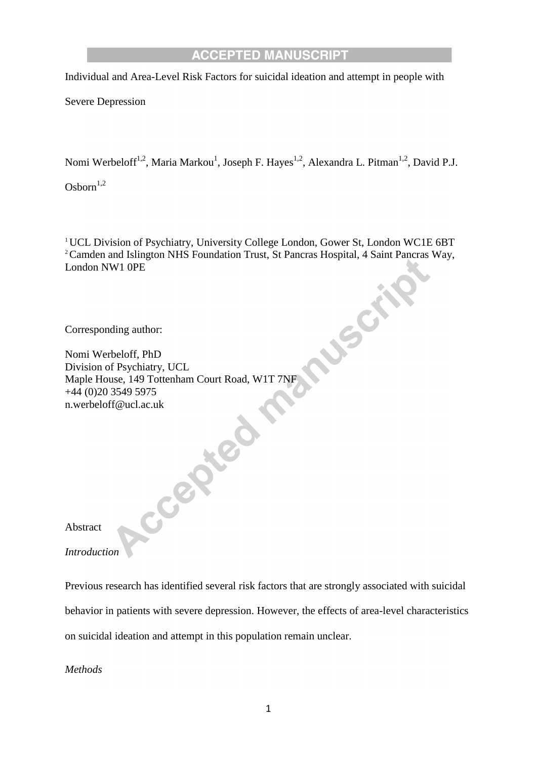Individual and Area-Level Risk Factors for suicidal ideation and attempt in people with Severe Depression

Nomi Werbeloff[1,2], Maria Markou[1], Joseph F. Hayes[1,2], Alexandra L. Pitman[1,2], David P.J. Osborn[1,2]

[1] UCL Division of Psychiatry, University College London, Gower St, London WC1E 6BT
[2] Camden and Islington NHS Foundation Trust, St Pancras Hospital, 4 Saint Pancras Way, London NW1 0PE

Corresponding author:

Nomi Werbeloff, PhD
Division of Psychiatry, UCL
Maple House, 149 Tottenham Court Road, W1T 7NF
+44 (0)20 3549 5975
n.werbeloff@ucl.ac.uk

Abstract

*Introduction*

Previous research has identified several risk factors that are strongly associated with suicidal behavior in patients with severe depression. However, the effects of area-level characteristics on suicidal ideation and attempt in this population remain unclear.

*Methods*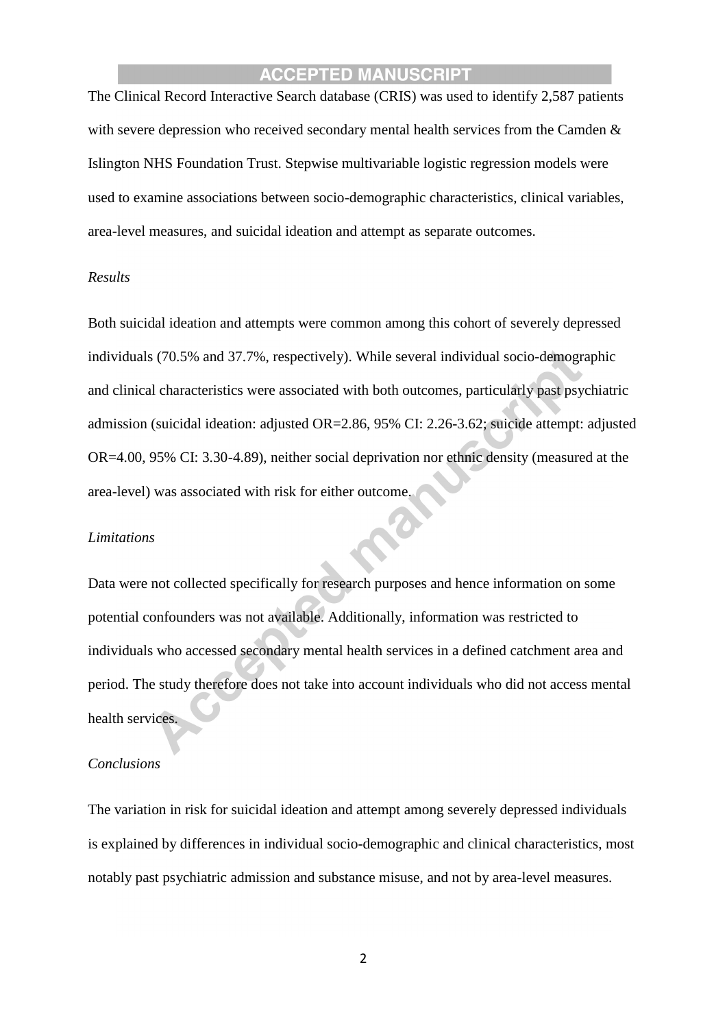The Clinical Record Interactive Search database (CRIS) was used to identify 2,587 patients with severe depression who received secondary mental health services from the Camden & Islington NHS Foundation Trust. Stepwise multivariable logistic regression models were used to examine associations between socio-demographic characteristics, clinical variables, area-level measures, and suicidal ideation and attempt as separate outcomes.

*Results*

Both suicidal ideation and attempts were common among this cohort of severely depressed individuals (70.5% and 37.7%, respectively). While several individual socio-demographic and clinical characteristics were associated with both outcomes, particularly past psychiatric admission (suicidal ideation: adjusted OR=2.86, 95% CI: 2.26-3.62; suicide attempt: adjusted OR=4.00, 95% CI: 3.30-4.89), neither social deprivation nor ethnic density (measured at the area-level) was associated with risk for either outcome.

*Limitations*

Data were not collected specifically for research purposes and hence information on some potential confounders was not available. Additionally, information was restricted to individuals who accessed secondary mental health services in a defined catchment area and period. The study therefore does not take into account individuals who did not access mental health services.

*Conclusions*

The variation in risk for suicidal ideation and attempt among severely depressed individuals is explained by differences in individual socio-demographic and clinical characteristics, most notably past psychiatric admission and substance misuse, and not by area-level measures.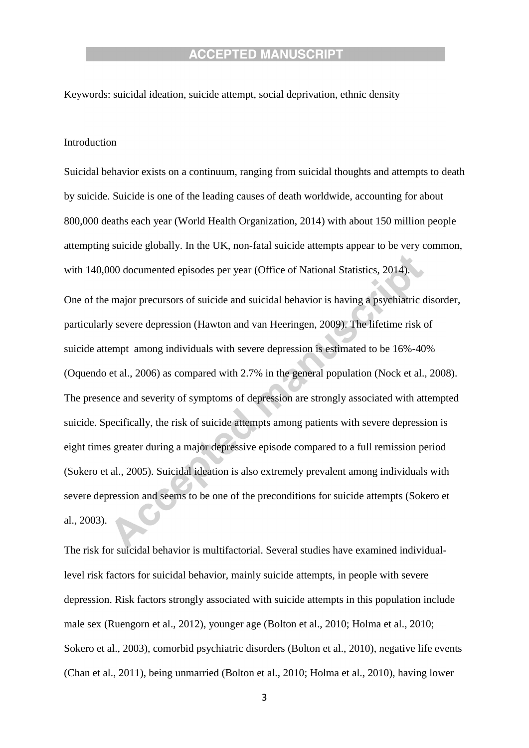Keywords: suicidal ideation, suicide attempt, social deprivation, ethnic density

## Introduction

Suicidal behavior exists on a continuum, ranging from suicidal thoughts and attempts to death by suicide. Suicide is one of the leading causes of death worldwide, accounting for about 800,000 deaths each year (World Health Organization, 2014) with about 150 million people attempting suicide globally. In the UK, non-fatal suicide attempts appear to be very common, with 140,000 documented episodes per year (Office of National Statistics, 2014).

One of the major precursors of suicide and suicidal behavior is having a psychiatric disorder, particularly severe depression (Hawton and van Heeringen, 2009). The lifetime risk of suicide attempt among individuals with severe depression is estimated to be 16%-40% (Oquendo et al., 2006) as compared with 2.7% in the general population (Nock et al., 2008). The presence and severity of symptoms of depression are strongly associated with attempted suicide. Specifically, the risk of suicide attempts among patients with severe depression is eight times greater during a major depressive episode compared to a full remission period (Sokero et al., 2005). Suicidal ideation is also extremely prevalent among individuals with severe depression and seems to be one of the preconditions for suicide attempts (Sokero et al., 2003).

The risk for suicidal behavior is multifactorial. Several studies have examined individual-level risk factors for suicidal behavior, mainly suicide attempts, in people with severe depression. Risk factors strongly associated with suicide attempts in this population include male sex (Ruengorn et al., 2012), younger age (Bolton et al., 2010; Holma et al., 2010; Sokero et al., 2003), comorbid psychiatric disorders (Bolton et al., 2010), negative life events (Chan et al., 2011), being unmarried (Bolton et al., 2010; Holma et al., 2010), having lower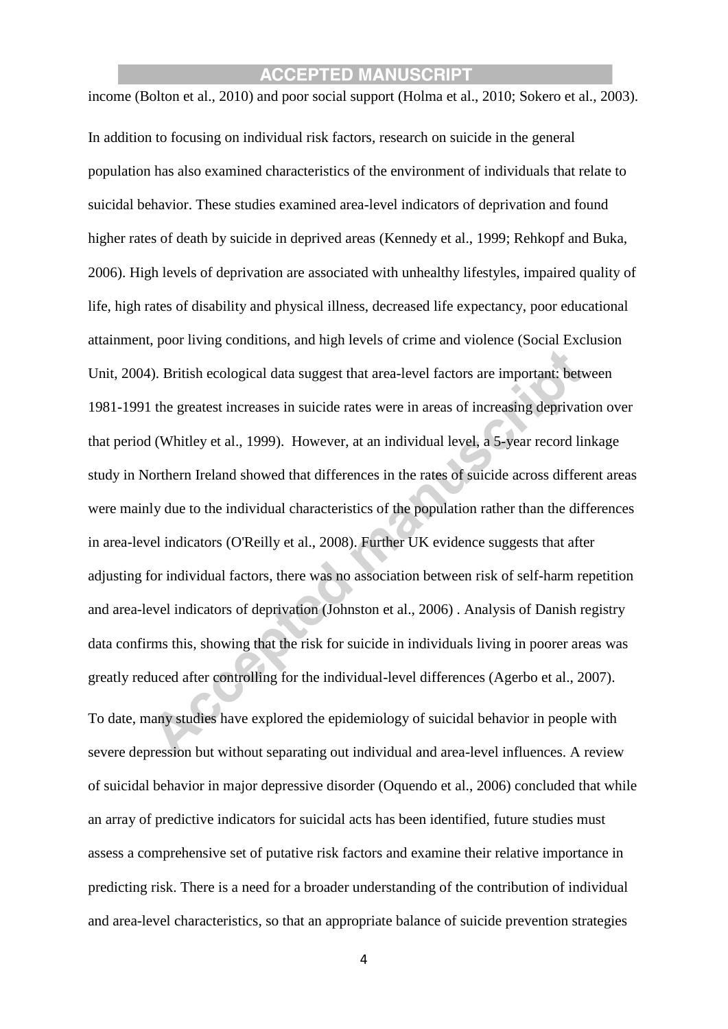income (Bolton et al., 2010) and poor social support (Holma et al., 2010; Sokero et al., 2003).

In addition to focusing on individual risk factors, research on suicide in the general population has also examined characteristics of the environment of individuals that relate to suicidal behavior. These studies examined area-level indicators of deprivation and found higher rates of death by suicide in deprived areas (Kennedy et al., 1999; Rehkopf and Buka, 2006). High levels of deprivation are associated with unhealthy lifestyles, impaired quality of life, high rates of disability and physical illness, decreased life expectancy, poor educational attainment, poor living conditions, and high levels of crime and violence (Social Exclusion Unit, 2004). British ecological data suggest that area-level factors are important; between 1981-1991 the greatest increases in suicide rates were in areas of increasing deprivation over that period (Whitley et al., 1999). However, at an individual level, a 5-year record linkage study in Northern Ireland showed that differences in the rates of suicide across different areas were mainly due to the individual characteristics of the population rather than the differences in area-level indicators (O'Reilly et al., 2008). Further UK evidence suggests that after adjusting for individual factors, there was no association between risk of self-harm repetition and area-level indicators of deprivation (Johnston et al., 2006) . Analysis of Danish registry data confirms this, showing that the risk for suicide in individuals living in poorer areas was greatly reduced after controlling for the individual-level differences (Agerbo et al., 2007).

To date, many studies have explored the epidemiology of suicidal behavior in people with severe depression but without separating out individual and area-level influences. A review of suicidal behavior in major depressive disorder (Oquendo et al., 2006) concluded that while an array of predictive indicators for suicidal acts has been identified, future studies must assess a comprehensive set of putative risk factors and examine their relative importance in predicting risk. There is a need for a broader understanding of the contribution of individual and area-level characteristics, so that an appropriate balance of suicide prevention strategies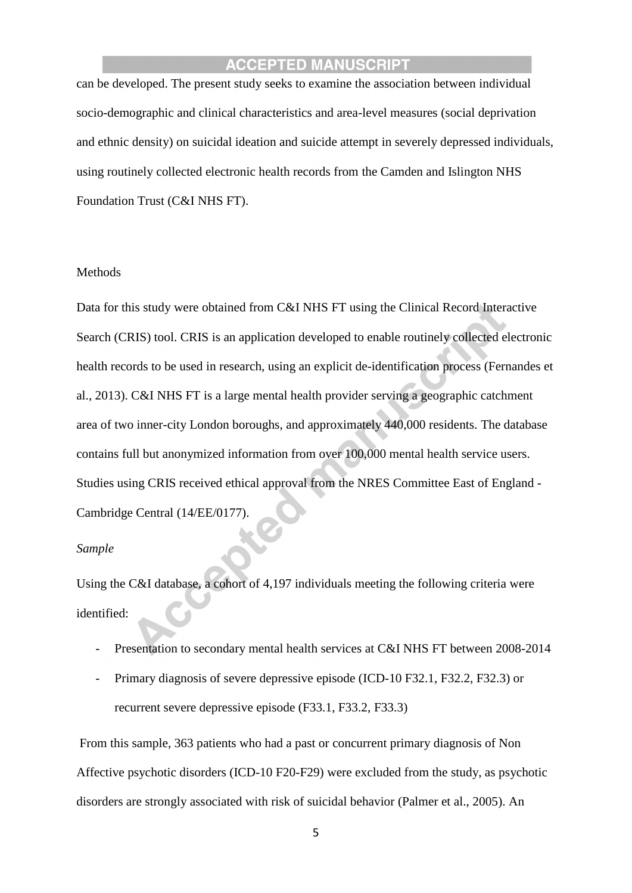can be developed. The present study seeks to examine the association between individual socio-demographic and clinical characteristics and area-level measures (social deprivation and ethnic density) on suicidal ideation and suicide attempt in severely depressed individuals, using routinely collected electronic health records from the Camden and Islington NHS Foundation Trust (C&I NHS FT).

## Methods

Data for this study were obtained from C&I NHS FT using the Clinical Record Interactive Search (CRIS) tool. CRIS is an application developed to enable routinely collected electronic health records to be used in research, using an explicit de-identification process (Fernandes et al., 2013). C&I NHS FT is a large mental health provider serving a geographic catchment area of two inner-city London boroughs, and approximately 440,000 residents. The database contains full but anonymized information from over 100,000 mental health service users. Studies using CRIS received ethical approval from the NRES Committee East of England - Cambridge Central (14/EE/0177).

### *Sample*

Using the C&I database, a cohort of 4,197 individuals meeting the following criteria were identified:

- Presentation to secondary mental health services at C&I NHS FT between 2008-2014
- Primary diagnosis of severe depressive episode (ICD-10 F32.1, F32.2, F32.3) or recurrent severe depressive episode (F33.1, F33.2, F33.3)

From this sample, 363 patients who had a past or concurrent primary diagnosis of Non Affective psychotic disorders (ICD-10 F20-F29) were excluded from the study, as psychotic disorders are strongly associated with risk of suicidal behavior (Palmer et al., 2005). An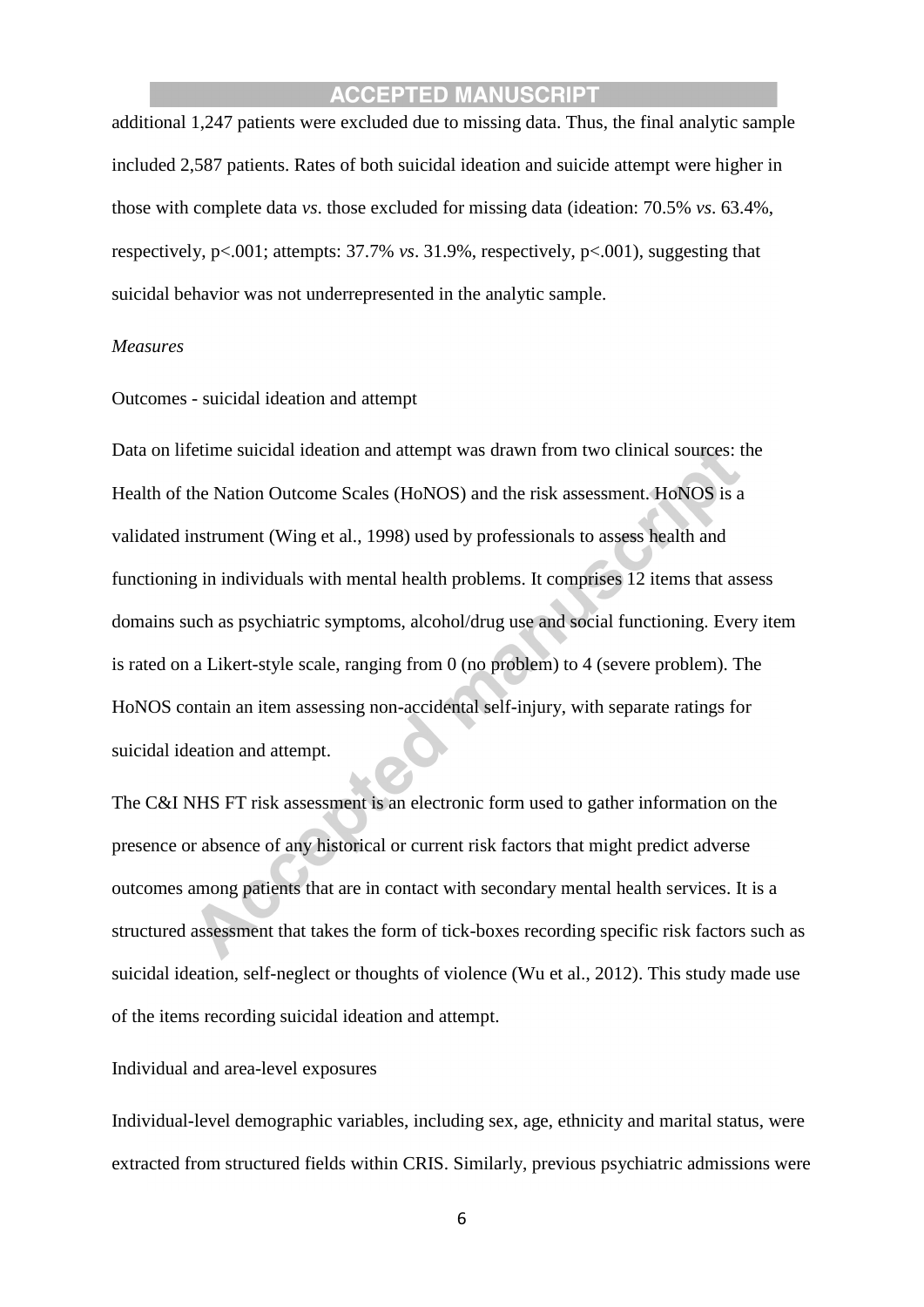additional 1,247 patients were excluded due to missing data. Thus, the final analytic sample included 2,587 patients. Rates of both suicidal ideation and suicide attempt were higher in those with complete data *vs*. those excluded for missing data (ideation: 70.5% *vs*. 63.4%, respectively, p<.001; attempts: 37.7% *vs*. 31.9%, respectively, p<.001), suggesting that suicidal behavior was not underrepresented in the analytic sample.

*Measures*

Outcomes - suicidal ideation and attempt

Data on lifetime suicidal ideation and attempt was drawn from two clinical sources: the Health of the Nation Outcome Scales (HoNOS) and the risk assessment. HoNOS is a validated instrument (Wing et al., 1998) used by professionals to assess health and functioning in individuals with mental health problems. It comprises 12 items that assess domains such as psychiatric symptoms, alcohol/drug use and social functioning. Every item is rated on a Likert-style scale, ranging from 0 (no problem) to 4 (severe problem). The HoNOS contain an item assessing non-accidental self-injury, with separate ratings for suicidal ideation and attempt.

The C&I NHS FT risk assessment is an electronic form used to gather information on the presence or absence of any historical or current risk factors that might predict adverse outcomes among patients that are in contact with secondary mental health services. It is a structured assessment that takes the form of tick-boxes recording specific risk factors such as suicidal ideation, self-neglect or thoughts of violence (Wu et al., 2012). This study made use of the items recording suicidal ideation and attempt.

Individual and area-level exposures

Individual-level demographic variables, including sex, age, ethnicity and marital status, were extracted from structured fields within CRIS. Similarly, previous psychiatric admissions were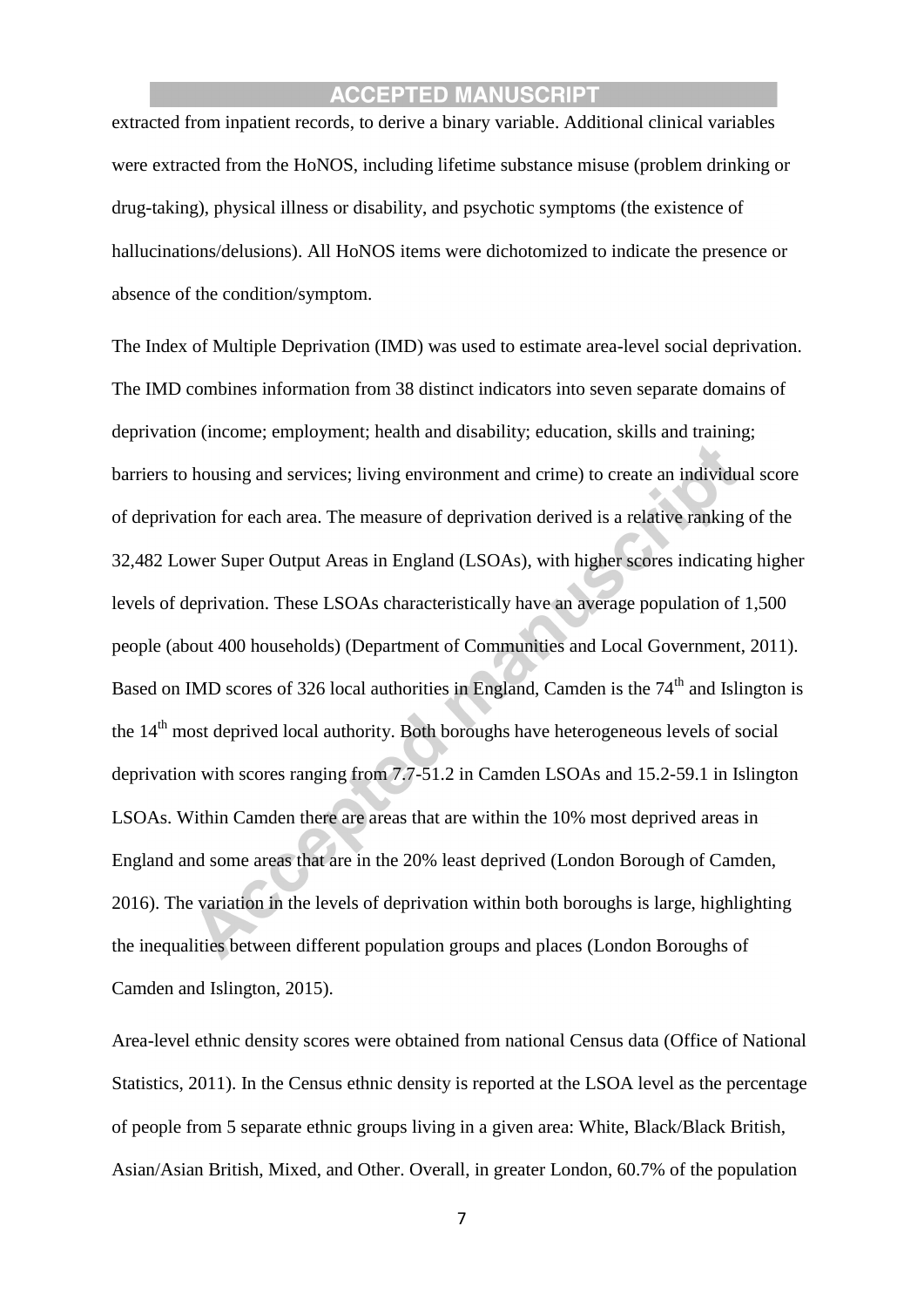extracted from inpatient records, to derive a binary variable. Additional clinical variables were extracted from the HoNOS, including lifetime substance misuse (problem drinking or drug-taking), physical illness or disability, and psychotic symptoms (the existence of hallucinations/delusions). All HoNOS items were dichotomized to indicate the presence or absence of the condition/symptom.

The Index of Multiple Deprivation (IMD) was used to estimate area-level social deprivation. The IMD combines information from 38 distinct indicators into seven separate domains of deprivation (income; employment; health and disability; education, skills and training; barriers to housing and services; living environment and crime) to create an individual score of deprivation for each area. The measure of deprivation derived is a relative ranking of the 32,482 Lower Super Output Areas in England (LSOAs), with higher scores indicating higher levels of deprivation. These LSOAs characteristically have an average population of 1,500 people (about 400 households) (Department of Communities and Local Government, 2011). Based on IMD scores of 326 local authorities in England, Camden is the 74th and Islington is the 14th most deprived local authority. Both boroughs have heterogeneous levels of social deprivation with scores ranging from 7.7-51.2 in Camden LSOAs and 15.2-59.1 in Islington LSOAs. Within Camden there are areas that are within the 10% most deprived areas in England and some areas that are in the 20% least deprived (London Borough of Camden, 2016). The variation in the levels of deprivation within both boroughs is large, highlighting the inequalities between different population groups and places (London Boroughs of Camden and Islington, 2015).

Area-level ethnic density scores were obtained from national Census data (Office of National Statistics, 2011). In the Census ethnic density is reported at the LSOA level as the percentage of people from 5 separate ethnic groups living in a given area: White, Black/Black British, Asian/Asian British, Mixed, and Other. Overall, in greater London, 60.7% of the population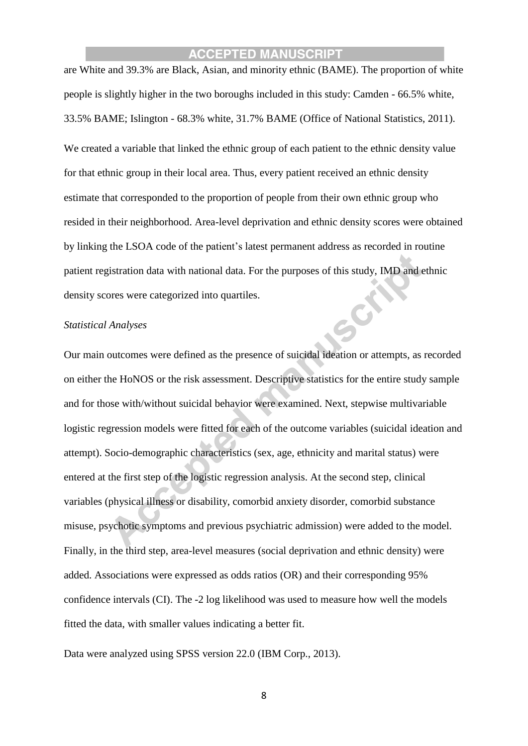are White and 39.3% are Black, Asian, and minority ethnic (BAME). The proportion of white people is slightly higher in the two boroughs included in this study: Camden - 66.5% white, 33.5% BAME; Islington - 68.3% white, 31.7% BAME (Office of National Statistics, 2011).

We created a variable that linked the ethnic group of each patient to the ethnic density value for that ethnic group in their local area. Thus, every patient received an ethnic density estimate that corresponded to the proportion of people from their own ethnic group who resided in their neighborhood. Area-level deprivation and ethnic density scores were obtained by linking the LSOA code of the patient's latest permanent address as recorded in routine patient registration data with national data. For the purposes of this study, IMD and ethnic density scores were categorized into quartiles.

*Statistical Analyses*

Our main outcomes were defined as the presence of suicidal ideation or attempts, as recorded on either the HoNOS or the risk assessment. Descriptive statistics for the entire study sample and for those with/without suicidal behavior were examined. Next, stepwise multivariable logistic regression models were fitted for each of the outcome variables (suicidal ideation and attempt). Socio-demographic characteristics (sex, age, ethnicity and marital status) were entered at the first step of the logistic regression analysis. At the second step, clinical variables (physical illness or disability, comorbid anxiety disorder, comorbid substance misuse, psychotic symptoms and previous psychiatric admission) were added to the model. Finally, in the third step, area-level measures (social deprivation and ethnic density) were added. Associations were expressed as odds ratios (OR) and their corresponding 95% confidence intervals (CI). The -2 log likelihood was used to measure how well the models fitted the data, with smaller values indicating a better fit.

Data were analyzed using SPSS version 22.0 (IBM Corp., 2013).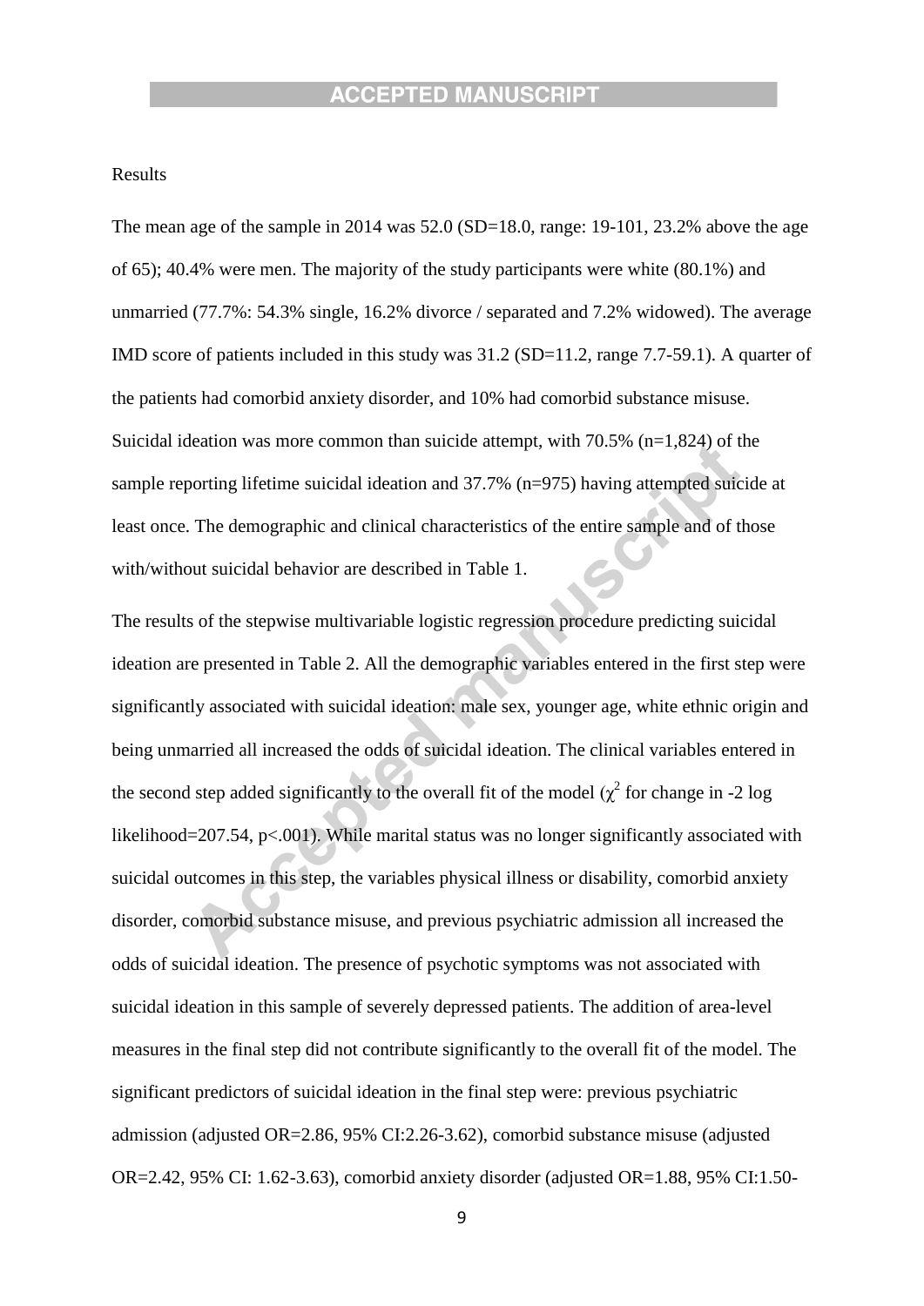Results

The mean age of the sample in 2014 was 52.0 (SD=18.0, range: 19-101, 23.2% above the age of 65); 40.4% were men. The majority of the study participants were white (80.1%) and unmarried (77.7%: 54.3% single, 16.2% divorce / separated and 7.2% widowed). The average IMD score of patients included in this study was 31.2 (SD=11.2, range 7.7-59.1). A quarter of the patients had comorbid anxiety disorder, and 10% had comorbid substance misuse. Suicidal ideation was more common than suicide attempt, with 70.5% (n=1,824) of the sample reporting lifetime suicidal ideation and 37.7% (n=975) having attempted suicide at least once. The demographic and clinical characteristics of the entire sample and of those with/without suicidal behavior are described in Table 1.

The results of the stepwise multivariable logistic regression procedure predicting suicidal ideation are presented in Table 2. All the demographic variables entered in the first step were significantly associated with suicidal ideation: male sex, younger age, white ethnic origin and being unmarried all increased the odds of suicidal ideation. The clinical variables entered in the second step added significantly to the overall fit of the model ($\chi^2$ for change in -2 log likelihood=207.54, p<.001). While marital status was no longer significantly associated with suicidal outcomes in this step, the variables physical illness or disability, comorbid anxiety disorder, comorbid substance misuse, and previous psychiatric admission all increased the odds of suicidal ideation. The presence of psychotic symptoms was not associated with suicidal ideation in this sample of severely depressed patients. The addition of area-level measures in the final step did not contribute significantly to the overall fit of the model. The significant predictors of suicidal ideation in the final step were: previous psychiatric admission (adjusted OR=2.86, 95% CI:2.26-3.62), comorbid substance misuse (adjusted OR=2.42, 95% CI: 1.62-3.63), comorbid anxiety disorder (adjusted OR=1.88, 95% CI:1.50-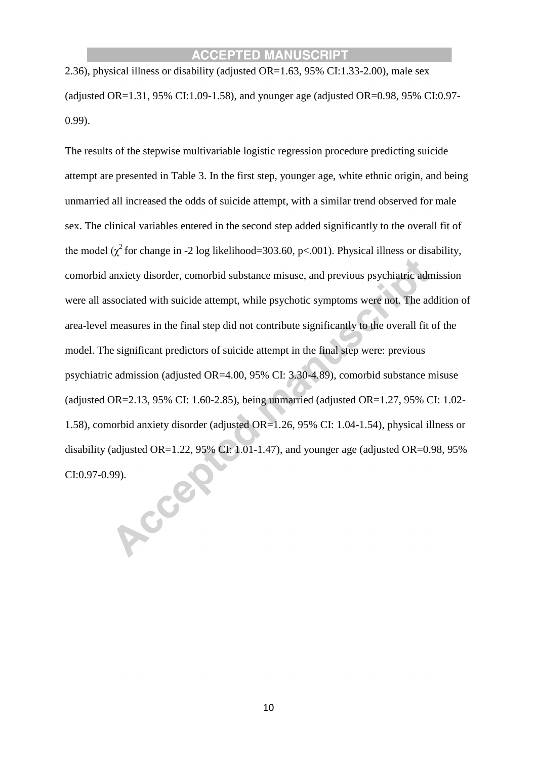2.36), physical illness or disability (adjusted OR=1.63, 95% CI:1.33-2.00), male sex (adjusted OR=1.31, 95% CI:1.09-1.58), and younger age (adjusted OR=0.98, 95% CI:0.97-0.99).

The results of the stepwise multivariable logistic regression procedure predicting suicide attempt are presented in Table 3. In the first step, younger age, white ethnic origin, and being unmarried all increased the odds of suicide attempt, with a similar trend observed for male sex. The clinical variables entered in the second step added significantly to the overall fit of the model ($\chi^2$ for change in -2 log likelihood=303.60, p<.001). Physical illness or disability, comorbid anxiety disorder, comorbid substance misuse, and previous psychiatric admission were all associated with suicide attempt, while psychotic symptoms were not. The addition of area-level measures in the final step did not contribute significantly to the overall fit of the model. The significant predictors of suicide attempt in the final step were: previous psychiatric admission (adjusted OR=4.00, 95% CI: 3.30-4.89), comorbid substance misuse (adjusted OR=2.13, 95% CI: 1.60-2.85), being unmarried (adjusted OR=1.27, 95% CI: 1.02-1.58), comorbid anxiety disorder (adjusted OR=1.26, 95% CI: 1.04-1.54), physical illness or disability (adjusted OR=1.22, 95% CI: 1.01-1.47), and younger age (adjusted OR=0.98, 95% CI:0.97-0.99).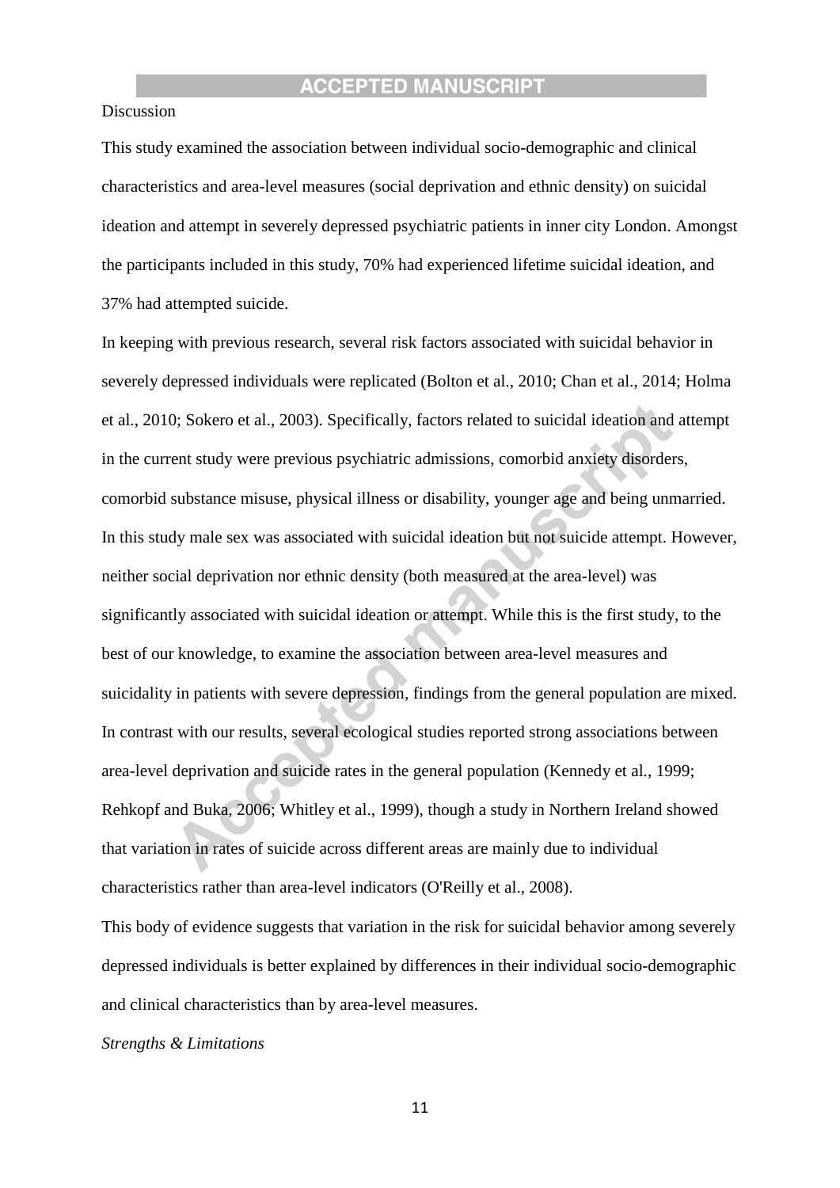Discussion

This study examined the association between individual socio-demographic and clinical characteristics and area-level measures (social deprivation and ethnic density) on suicidal ideation and attempt in severely depressed psychiatric patients in inner city London. Amongst the participants included in this study, 70% had experienced lifetime suicidal ideation, and 37% had attempted suicide.

In keeping with previous research, several risk factors associated with suicidal behavior in severely depressed individuals were replicated (Bolton et al., 2010; Chan et al., 2014; Holma et al., 2010; Sokero et al., 2003). Specifically, factors related to suicidal ideation and attempt in the current study were previous psychiatric admissions, comorbid anxiety disorders, comorbid substance misuse, physical illness or disability, younger age and being unmarried. In this study male sex was associated with suicidal ideation but not suicide attempt. However, neither social deprivation nor ethnic density (both measured at the area-level) was significantly associated with suicidal ideation or attempt. While this is the first study, to the best of our knowledge, to examine the association between area-level measures and suicidality in patients with severe depression, findings from the general population are mixed. In contrast with our results, several ecological studies reported strong associations between area-level deprivation and suicide rates in the general population (Kennedy et al., 1999; Rehkopf and Buka, 2006; Whitley et al., 1999), though a study in Northern Ireland showed that variation in rates of suicide across different areas are mainly due to individual characteristics rather than area-level indicators (O'Reilly et al., 2008).

This body of evidence suggests that variation in the risk for suicidal behavior among severely depressed individuals is better explained by differences in their individual socio-demographic and clinical characteristics than by area-level measures.

*Strengths & Limitations*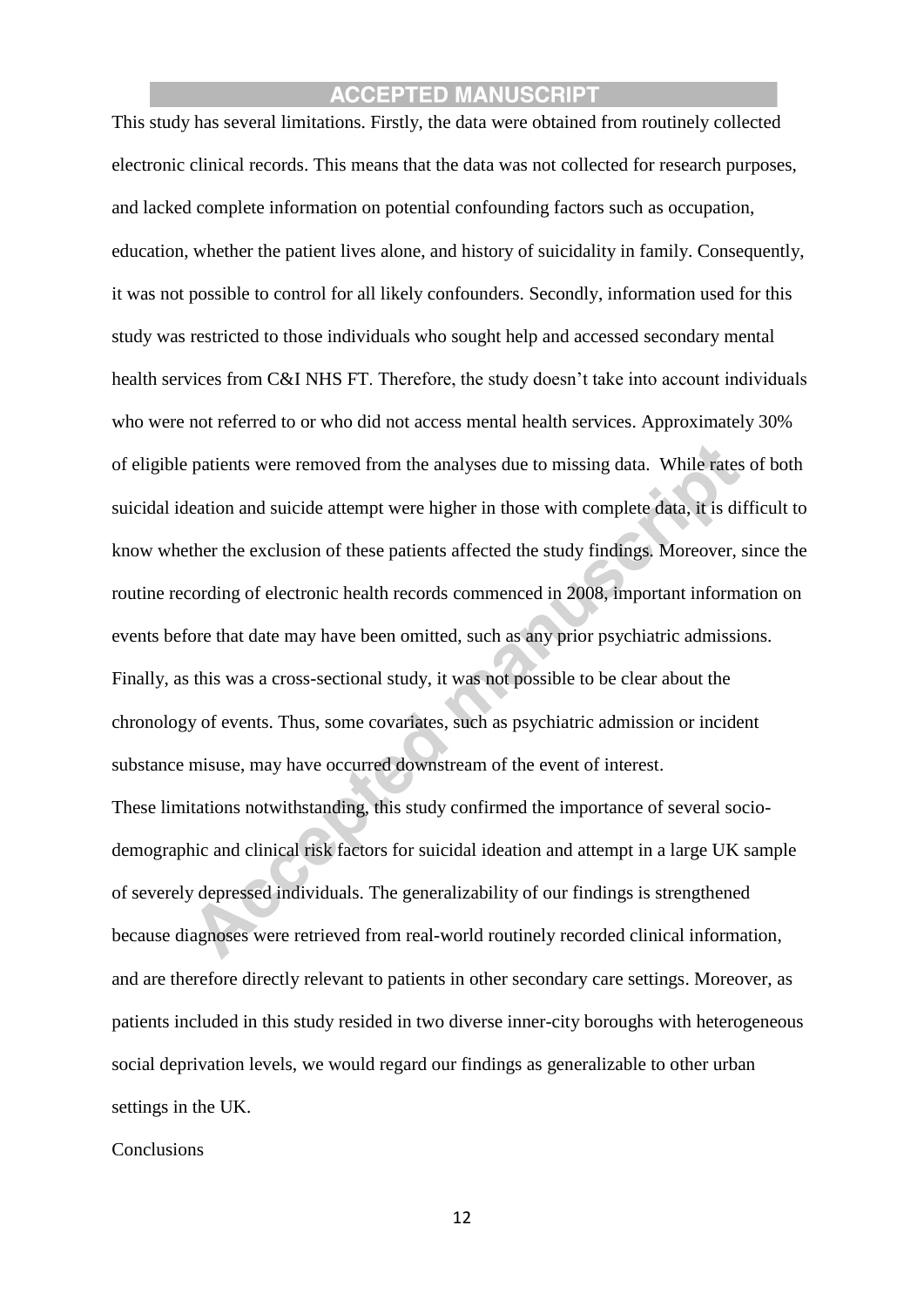This study has several limitations. Firstly, the data were obtained from routinely collected electronic clinical records. This means that the data was not collected for research purposes, and lacked complete information on potential confounding factors such as occupation, education, whether the patient lives alone, and history of suicidality in family. Consequently, it was not possible to control for all likely confounders. Secondly, information used for this study was restricted to those individuals who sought help and accessed secondary mental health services from C&I NHS FT. Therefore, the study doesn't take into account individuals who were not referred to or who did not access mental health services. Approximately 30% of eligible patients were removed from the analyses due to missing data. While rates of both suicidal ideation and suicide attempt were higher in those with complete data, it is difficult to know whether the exclusion of these patients affected the study findings. Moreover, since the routine recording of electronic health records commenced in 2008, important information on events before that date may have been omitted, such as any prior psychiatric admissions. Finally, as this was a cross-sectional study, it was not possible to be clear about the chronology of events. Thus, some covariates, such as psychiatric admission or incident substance misuse, may have occurred downstream of the event of interest.

These limitations notwithstanding, this study confirmed the importance of several socio-demographic and clinical risk factors for suicidal ideation and attempt in a large UK sample of severely depressed individuals. The generalizability of our findings is strengthened because diagnoses were retrieved from real-world routinely recorded clinical information, and are therefore directly relevant to patients in other secondary care settings. Moreover, as patients included in this study resided in two diverse inner-city boroughs with heterogeneous social deprivation levels, we would regard our findings as generalizable to other urban settings in the UK.

## Conclusions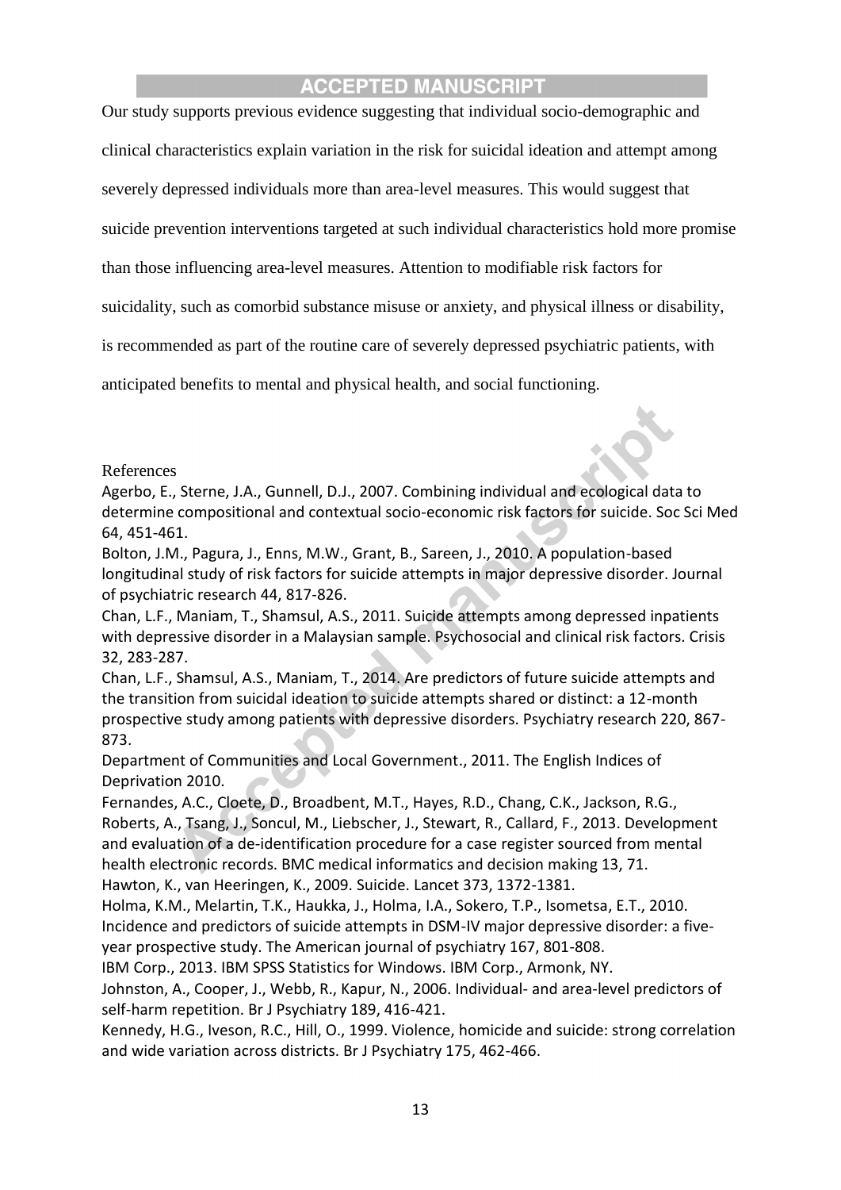Our study supports previous evidence suggesting that individual socio-demographic and clinical characteristics explain variation in the risk for suicidal ideation and attempt among severely depressed individuals more than area-level measures. This would suggest that suicide prevention interventions targeted at such individual characteristics hold more promise than those influencing area-level measures. Attention to modifiable risk factors for suicidality, such as comorbid substance misuse or anxiety, and physical illness or disability, is recommended as part of the routine care of severely depressed psychiatric patients, with anticipated benefits to mental and physical health, and social functioning.

References

Agerbo, E., Sterne, J.A., Gunnell, D.J., 2007. Combining individual and ecological data to determine compositional and contextual socio-economic risk factors for suicide. Soc Sci Med 64, 451-461.

Bolton, J.M., Pagura, J., Enns, M.W., Grant, B., Sareen, J., 2010. A population-based longitudinal study of risk factors for suicide attempts in major depressive disorder. Journal of psychiatric research 44, 817-826.

Chan, L.F., Maniam, T., Shamsul, A.S., 2011. Suicide attempts among depressed inpatients with depressive disorder in a Malaysian sample. Psychosocial and clinical risk factors. Crisis 32, 283-287.

Chan, L.F., Shamsul, A.S., Maniam, T., 2014. Are predictors of future suicide attempts and the transition from suicidal ideation to suicide attempts shared or distinct: a 12-month prospective study among patients with depressive disorders. Psychiatry research 220, 867-873.

Department of Communities and Local Government., 2011. The English Indices of Deprivation 2010.

Fernandes, A.C., Cloete, D., Broadbent, M.T., Hayes, R.D., Chang, C.K., Jackson, R.G., Roberts, A., Tsang, J., Soncul, M., Liebscher, J., Stewart, R., Callard, F., 2013. Development and evaluation of a de-identification procedure for a case register sourced from mental health electronic records. BMC medical informatics and decision making 13, 71.

Hawton, K., van Heeringen, K., 2009. Suicide. Lancet 373, 1372-1381.

Holma, K.M., Melartin, T.K., Haukka, J., Holma, I.A., Sokero, T.P., Isometsa, E.T., 2010. Incidence and predictors of suicide attempts in DSM-IV major depressive disorder: a five-year prospective study. The American journal of psychiatry 167, 801-808.

IBM Corp., 2013. IBM SPSS Statistics for Windows. IBM Corp., Armonk, NY.

Johnston, A., Cooper, J., Webb, R., Kapur, N., 2006. Individual- and area-level predictors of self-harm repetition. Br J Psychiatry 189, 416-421.

Kennedy, H.G., Iveson, R.C., Hill, O., 1999. Violence, homicide and suicide: strong correlation and wide variation across districts. Br J Psychiatry 175, 462-466.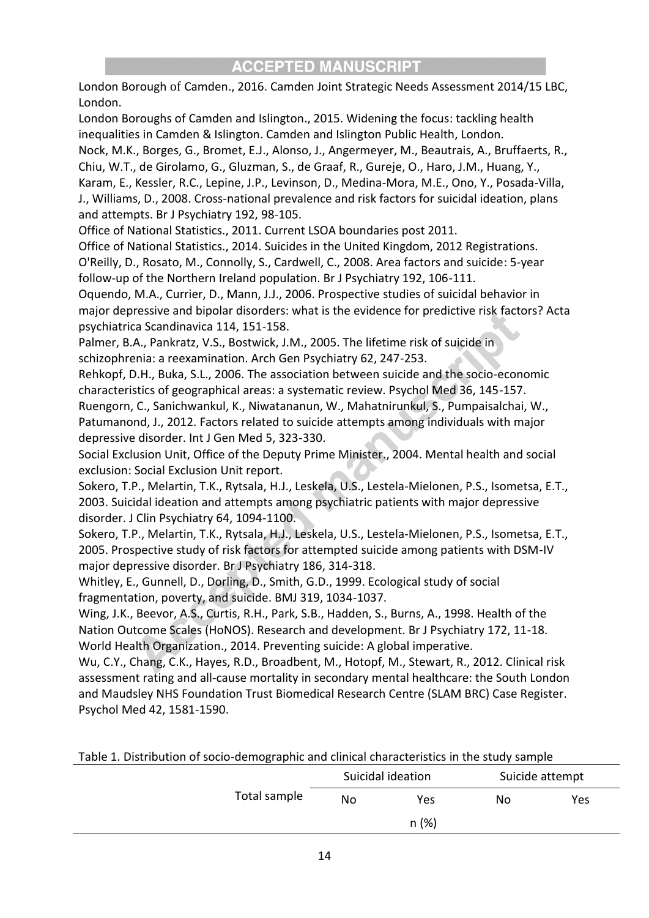London Borough of Camden., 2016. Camden Joint Strategic Needs Assessment 2014/15 LBC, London.

London Boroughs of Camden and Islington., 2015. Widening the focus: tackling health inequalities in Camden & Islington. Camden and Islington Public Health, London.

Nock, M.K., Borges, G., Bromet, E.J., Alonso, J., Angermeyer, M., Beautrais, A., Bruffaerts, R., Chiu, W.T., de Girolamo, G., Gluzman, S., de Graaf, R., Gureje, O., Haro, J.M., Huang, Y., Karam, E., Kessler, R.C., Lepine, J.P., Levinson, D., Medina-Mora, M.E., Ono, Y., Posada-Villa, J., Williams, D., 2008. Cross-national prevalence and risk factors for suicidal ideation, plans and attempts. Br J Psychiatry 192, 98-105.

Office of National Statistics., 2011. Current LSOA boundaries post 2011.

Office of National Statistics., 2014. Suicides in the United Kingdom, 2012 Registrations.

O'Reilly, D., Rosato, M., Connolly, S., Cardwell, C., 2008. Area factors and suicide: 5-year follow-up of the Northern Ireland population. Br J Psychiatry 192, 106-111.

Oquendo, M.A., Currier, D., Mann, J.J., 2006. Prospective studies of suicidal behavior in major depressive and bipolar disorders: what is the evidence for predictive risk factors? Acta psychiatrica Scandinavica 114, 151-158.

Palmer, B.A., Pankratz, V.S., Bostwick, J.M., 2005. The lifetime risk of suicide in schizophrenia: a reexamination. Arch Gen Psychiatry 62, 247-253.

Rehkopf, D.H., Buka, S.L., 2006. The association between suicide and the socio-economic characteristics of geographical areas: a systematic review. Psychol Med 36, 145-157.

Ruengorn, C., Sanichwankul, K., Niwatananun, W., Mahatnirunkul, S., Pumpaisalchai, W., Patumanond, J., 2012. Factors related to suicide attempts among individuals with major depressive disorder. Int J Gen Med 5, 323-330.

Social Exclusion Unit, Office of the Deputy Prime Minister., 2004. Mental health and social exclusion: Social Exclusion Unit report.

Sokero, T.P., Melartin, T.K., Rytsala, H.J., Leskela, U.S., Lestela-Mielonen, P.S., Isometsa, E.T., 2003. Suicidal ideation and attempts among psychiatric patients with major depressive disorder. J Clin Psychiatry 64, 1094-1100.

Sokero, T.P., Melartin, T.K., Rytsala, H.J., Leskela, U.S., Lestela-Mielonen, P.S., Isometsa, E.T., 2005. Prospective study of risk factors for attempted suicide among patients with DSM-IV major depressive disorder. Br J Psychiatry 186, 314-318.

Whitley, E., Gunnell, D., Dorling, D., Smith, G.D., 1999. Ecological study of social fragmentation, poverty, and suicide. BMJ 319, 1034-1037.

Wing, J.K., Beevor, A.S., Curtis, R.H., Park, S.B., Hadden, S., Burns, A., 1998. Health of the Nation Outcome Scales (HoNOS). Research and development. Br J Psychiatry 172, 11-18.

World Health Organization., 2014. Preventing suicide: A global imperative.

Wu, C.Y., Chang, C.K., Hayes, R.D., Broadbent, M., Hotopf, M., Stewart, R., 2012. Clinical risk assessment rating and all-cause mortality in secondary mental healthcare: the South London and Maudsley NHS Foundation Trust Biomedical Research Centre (SLAM BRC) Case Register. Psychol Med 42, 1581-1590.

Table 1. Distribution of socio-demographic and clinical characteristics in the study sample

| | Total sample | Suicidal ideation | | Suicide attempt | |
|---|---|---|---|---|---|
| | | No | Yes | No | Yes |
| | | | n (%) | | |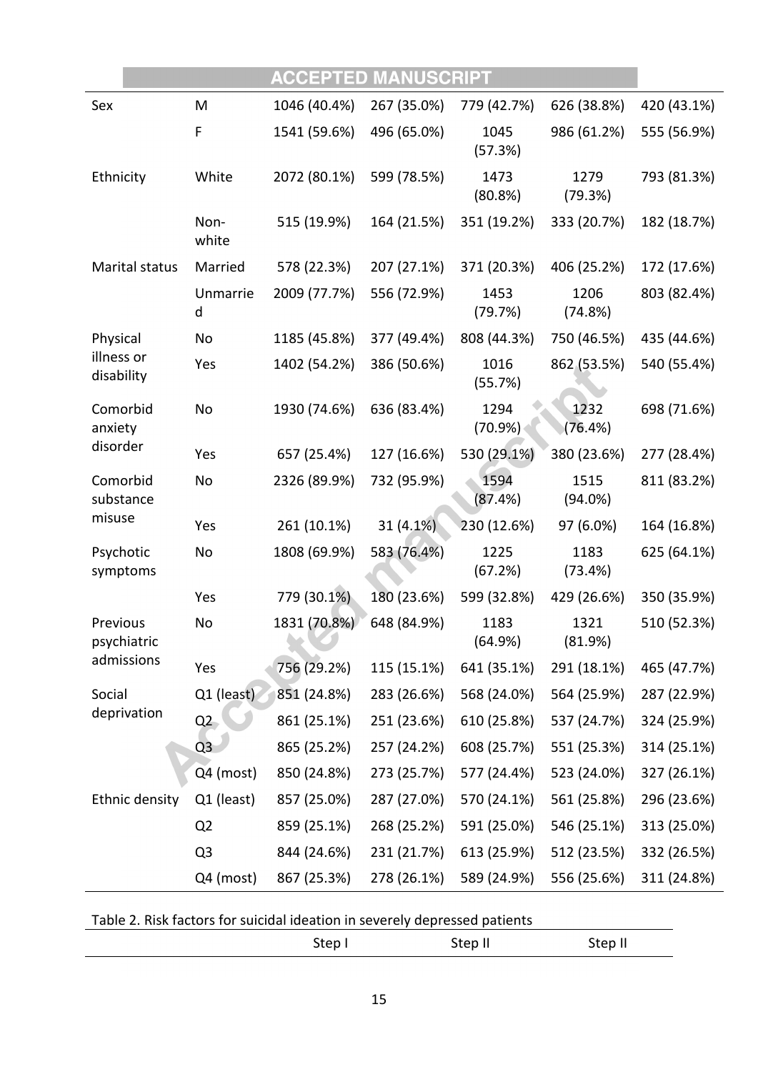| | | | | | | |
|---|---|---|---|---|---|---|
| Sex | M | 1046 (40.4%) | 267 (35.0%) | 779 (42.7%) | 626 (38.8%) | 420 (43.1%) |
| | F | 1541 (59.6%) | 496 (65.0%) | 1045 (57.3%) | 986 (61.2%) | 555 (56.9%) |
| Ethnicity | White | 2072 (80.1%) | 599 (78.5%) | 1473 (80.8%) | 1279 (79.3%) | 793 (81.3%) |
| | Non-white | 515 (19.9%) | 164 (21.5%) | 351 (19.2%) | 333 (20.7%) | 182 (18.7%) |
| Marital status | Married | 578 (22.3%) | 207 (27.1%) | 371 (20.3%) | 406 (25.2%) | 172 (17.6%) |
| | Unmarried | 2009 (77.7%) | 556 (72.9%) | 1453 (79.7%) | 1206 (74.8%) | 803 (82.4%) |
| Physical illness or disability | No | 1185 (45.8%) | 377 (49.4%) | 808 (44.3%) | 750 (46.5%) | 435 (44.6%) |
| | Yes | 1402 (54.2%) | 386 (50.6%) | 1016 (55.7%) | 862 (53.5%) | 540 (55.4%) |
| Comorbid anxiety disorder | No | 1930 (74.6%) | 636 (83.4%) | 1294 (70.9%) | 1232 (76.4%) | 698 (71.6%) |
| | Yes | 657 (25.4%) | 127 (16.6%) | 530 (29.1%) | 380 (23.6%) | 277 (28.4%) |
| Comorbid substance misuse | No | 2326 (89.9%) | 732 (95.9%) | 1594 (87.4%) | 1515 (94.0%) | 811 (83.2%) |
| | Yes | 261 (10.1%) | 31 (4.1%) | 230 (12.6%) | 97 (6.0%) | 164 (16.8%) |
| Psychotic symptoms | No | 1808 (69.9%) | 583 (76.4%) | 1225 (67.2%) | 1183 (73.4%) | 625 (64.1%) |
| | Yes | 779 (30.1%) | 180 (23.6%) | 599 (32.8%) | 429 (26.6%) | 350 (35.9%) |
| Previous psychiatric admissions | No | 1831 (70.8%) | 648 (84.9%) | 1183 (64.9%) | 1321 (81.9%) | 510 (52.3%) |
| | Yes | 756 (29.2%) | 115 (15.1%) | 641 (35.1%) | 291 (18.1%) | 465 (47.7%) |
| Social deprivation | Q1 (least) | 851 (24.8%) | 283 (26.6%) | 568 (24.0%) | 564 (25.9%) | 287 (22.9%) |
| | Q2 | 861 (25.1%) | 251 (23.6%) | 610 (25.8%) | 537 (24.7%) | 324 (25.9%) |
| | Q3 | 865 (25.2%) | 257 (24.2%) | 608 (25.7%) | 551 (25.3%) | 314 (25.1%) |
| | Q4 (most) | 850 (24.8%) | 273 (25.7%) | 577 (24.4%) | 523 (24.0%) | 327 (26.1%) |
| Ethnic density | Q1 (least) | 857 (25.0%) | 287 (27.0%) | 570 (24.1%) | 561 (25.8%) | 296 (23.6%) |
| | Q2 | 859 (25.1%) | 268 (25.2%) | 591 (25.0%) | 546 (25.1%) | 313 (25.0%) |
| | Q3 | 844 (24.6%) | 231 (21.7%) | 613 (25.9%) | 512 (23.5%) | 332 (26.5%) |
| | Q4 (most) | 867 (25.3%) | 278 (26.1%) | 589 (24.9%) | 556 (25.6%) | 311 (24.8%) |

Table 2. Risk factors for suicidal ideation in severely depressed patients

| | Step I | Step II | Step II |
|---|---|---|---|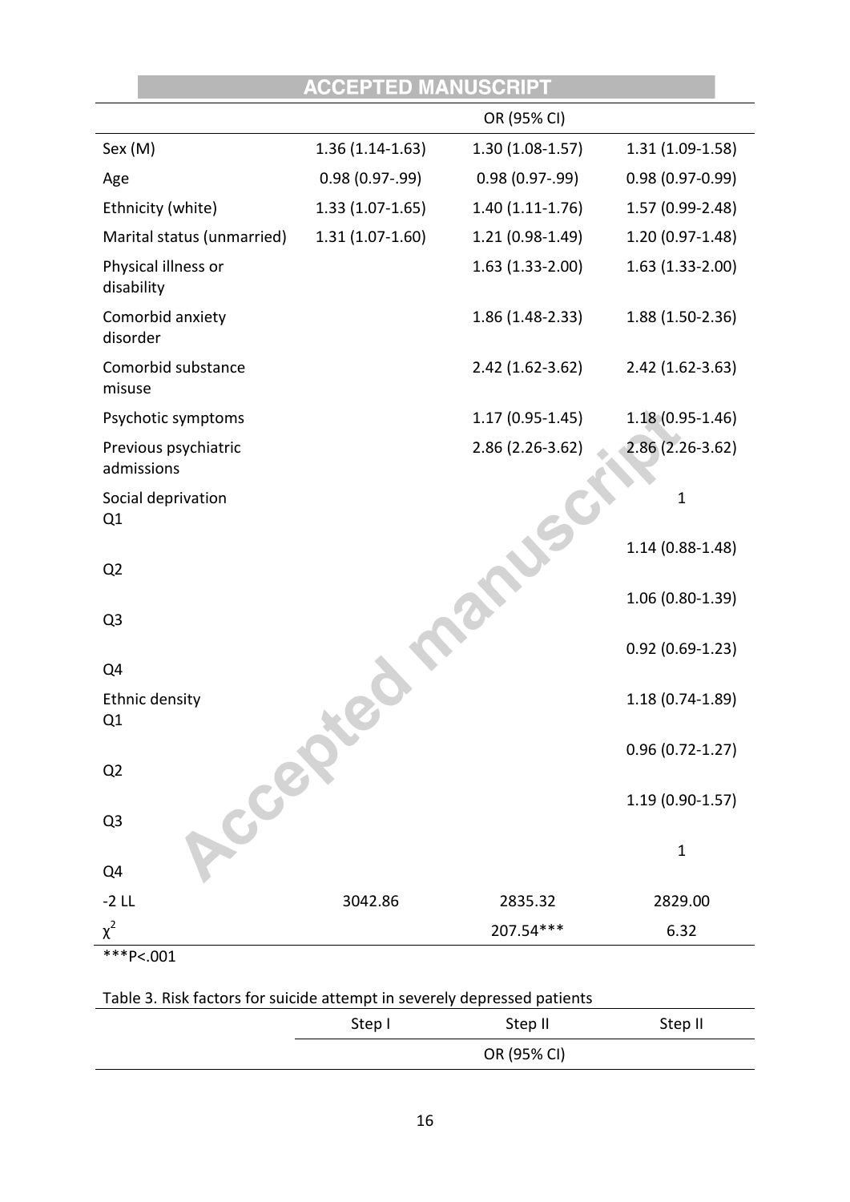| | | OR (95% CI) | |
|---|---|---|---|
| Sex (M) | 1.36 (1.14-1.63) | 1.30 (1.08-1.57) | 1.31 (1.09-1.58) |
| Age | 0.98 (0.97-.99) | 0.98 (0.97-.99) | 0.98 (0.97-0.99) |
| Ethnicity (white) | 1.33 (1.07-1.65) | 1.40 (1.11-1.76) | 1.57 (0.99-2.48) |
| Marital status (unmarried) | 1.31 (1.07-1.60) | 1.21 (0.98-1.49) | 1.20 (0.97-1.48) |
| Physical illness or disability | | 1.63 (1.33-2.00) | 1.63 (1.33-2.00) |
| Comorbid anxiety disorder | | 1.86 (1.48-2.33) | 1.88 (1.50-2.36) |
| Comorbid substance misuse | | 2.42 (1.62-3.62) | 2.42 (1.62-3.63) |
| Psychotic symptoms | | 1.17 (0.95-1.45) | 1.18 (0.95-1.46) |
| Previous psychiatric admissions | | 2.86 (2.26-3.62) | 2.86 (2.26-3.62) |
| Social deprivation Q1 | | | 1 |
| Q2 | | | 1.14 (0.88-1.48) |
| Q3 | | | 1.06 (0.80-1.39) |
| Q4 | | | 0.92 (0.69-1.23) |
| Ethnic density Q1 | | | 1.18 (0.74-1.89) |
| Q2 | | | 0.96 (0.72-1.27) |
| Q3 | | | 1.19 (0.90-1.57) |
| Q4 | | | 1 |
| -2 LL | 3042.86 | 2835.32 | 2829.00 |
| $\chi^2$ | | 207.54*** | 6.32 |

***P<.001

Table 3. Risk factors for suicide attempt in severely depressed patients

| | Step I | Step II | Step II |
|---|---|---|---|
| | | OR (95% CI) | |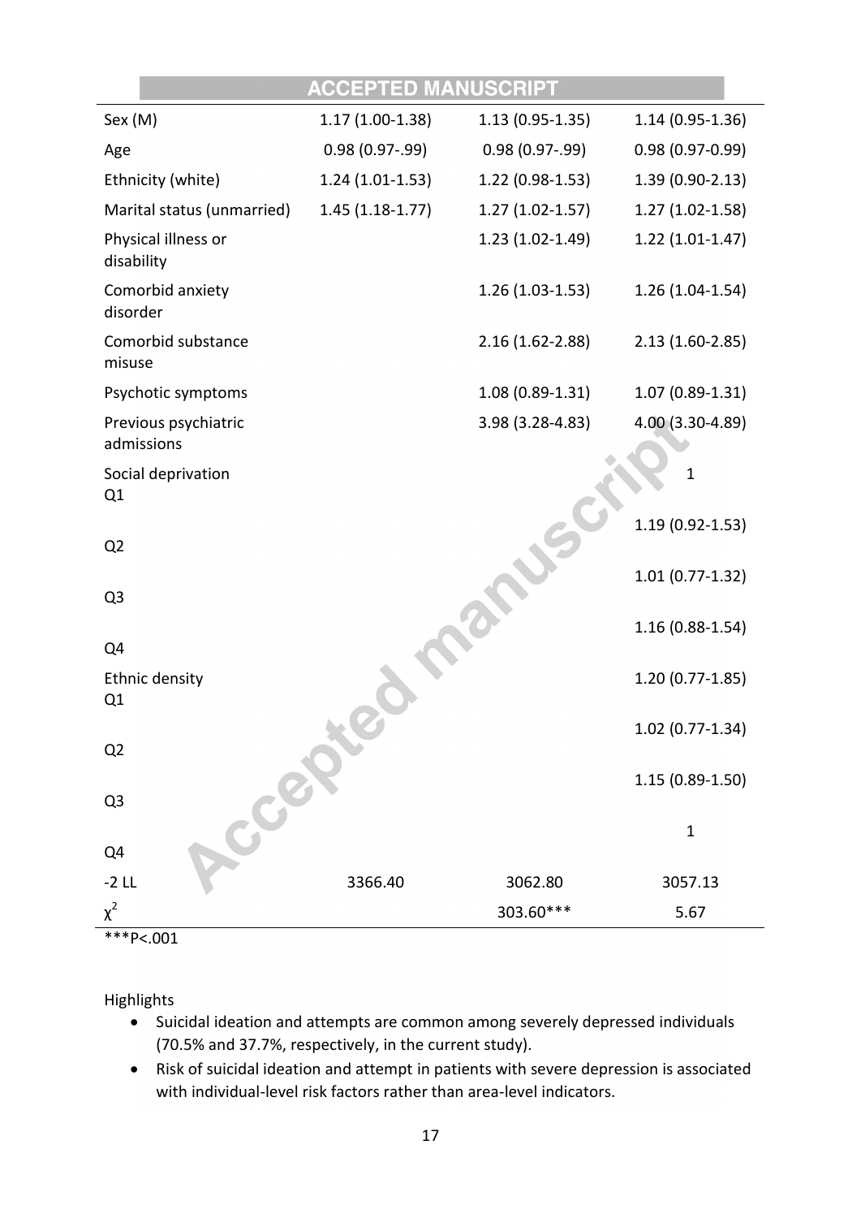| | | | |
|---|---|---|---|
| Sex (M) | 1.17 (1.00-1.38) | 1.13 (0.95-1.35) | 1.14 (0.95-1.36) |
| Age | 0.98 (0.97-.99) | 0.98 (0.97-.99) | 0.98 (0.97-0.99) |
| Ethnicity (white) | 1.24 (1.01-1.53) | 1.22 (0.98-1.53) | 1.39 (0.90-2.13) |
| Marital status (unmarried) | 1.45 (1.18-1.77) | 1.27 (1.02-1.57) | 1.27 (1.02-1.58) |
| Physical illness or disability | | 1.23 (1.02-1.49) | 1.22 (1.01-1.47) |
| Comorbid anxiety disorder | | 1.26 (1.03-1.53) | 1.26 (1.04-1.54) |
| Comorbid substance misuse | | 2.16 (1.62-2.88) | 2.13 (1.60-2.85) |
| Psychotic symptoms | | 1.08 (0.89-1.31) | 1.07 (0.89-1.31) |
| Previous psychiatric admissions | | 3.98 (3.28-4.83) | 4.00 (3.30-4.89) |
| Social deprivation Q1 | | | 1 |
| Q2 | | | 1.19 (0.92-1.53) |
| Q3 | | | 1.01 (0.77-1.32) |
| Q4 | | | 1.16 (0.88-1.54) |
| Ethnic density Q1 | | | 1.20 (0.77-1.85) |
| Q2 | | | 1.02 (0.77-1.34) |
| Q3 | | | 1.15 (0.89-1.50) |
| Q4 | | | 1 |
| -2 LL | 3366.40 | 3062.80 | 3057.13 |
| $\chi^2$ | | 303.60*** | 5.67 |

***P<.001

Highlights

- Suicidal ideation and attempts are common among severely depressed individuals (70.5% and 37.7%, respectively, in the current study).
- Risk of suicidal ideation and attempt in patients with severe depression is associated with individual-level risk factors rather than area-level indicators.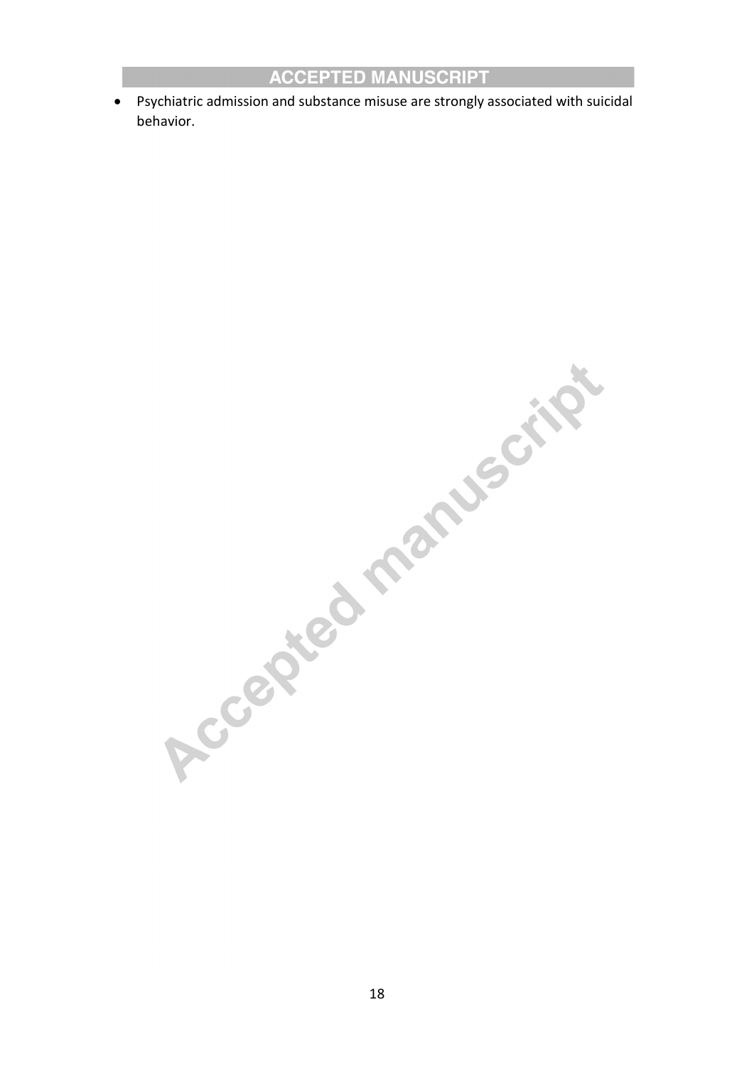- Psychiatric admission and substance misuse are strongly associated with suicidal behavior.